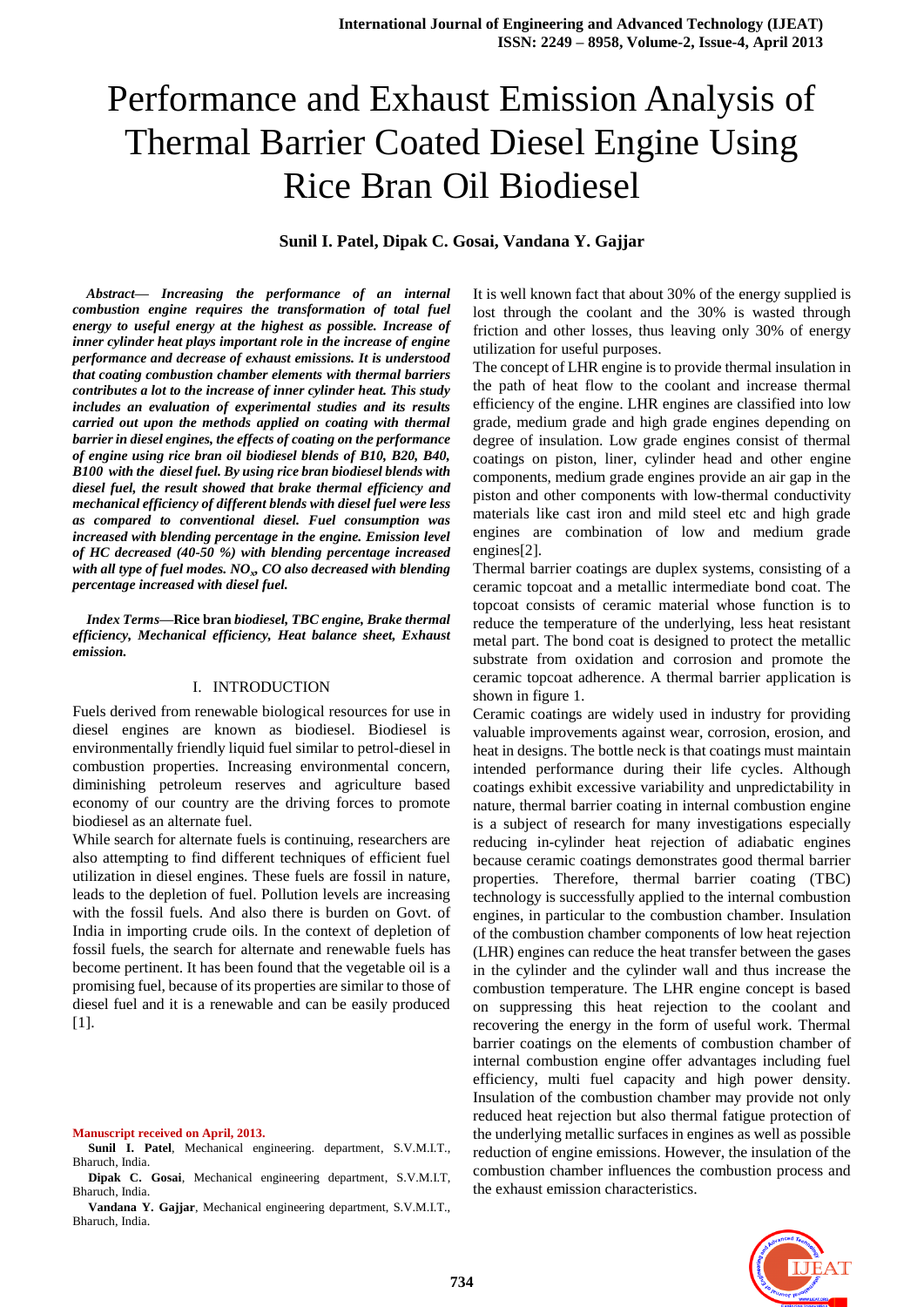# Performance and Exhaust Emission Analysis of Thermal Barrier Coated Diesel Engine Using Rice Bran Oil Biodiesel

**Sunil I. Patel, Dipak C. Gosai, Vandana Y. Gajjar**

***Abstract—*** ***Increasing the performance of an internal combustion engine requires the transformation of total fuel energy to useful energy at the highest as possible. Increase of inner cylinder heat plays important role in the increase of engine performance and decrease of exhaust emissions. It is understood that coating combustion chamber elements with thermal barriers contributes a lot to the increase of inner cylinder heat. This study includes an evaluation of experimental studies and its results carried out upon the methods applied on coating with thermal barrier in diesel engines, the effects of coating on the performance of engine using rice bran oil biodiesel blends of B10, B20, B40, B100 with the diesel fuel. By using rice bran biodiesel blends with diesel fuel, the result showed that brake thermal efficiency and mechanical efficiency of different blends with diesel fuel were less as compared to conventional diesel. Fuel consumption was increased with blending percentage in the engine. Emission level of HC decreased (40-50 %) with blending percentage increased with all type of fuel modes. $NO_x$, CO also decreased with blending percentage increased with diesel fuel.***

***Index Terms*****—Rice bran** ***biodiesel, TBC engine, Brake thermal efficiency, Mechanical efficiency, Heat balance sheet, Exhaust emission.***

## I. INTRODUCTION

Fuels derived from renewable biological resources for use in diesel engines are known as biodiesel. Biodiesel is environmentally friendly liquid fuel similar to petrol-diesel in combustion properties. Increasing environmental concern, diminishing petroleum reserves and agriculture based economy of our country are the driving forces to promote biodiesel as an alternate fuel.

While search for alternate fuels is continuing, researchers are also attempting to find different techniques of efficient fuel utilization in diesel engines. These fuels are fossil in nature, leads to the depletion of fuel. Pollution levels are increasing with the fossil fuels. And also there is burden on Govt. of India in importing crude oils. In the context of depletion of fossil fuels, the search for alternate and renewable fuels has become pertinent. It has been found that the vegetable oil is a promising fuel, because of its properties are similar to those of diesel fuel and it is a renewable and can be easily produced [1].

**Manuscript received on April, 2013.**

**Sunil I. Patel**, Mechanical engineering. department, S.V.M.I.T., Bharuch, India.

**Dipak C. Gosai**, Mechanical engineering department, S.V.M.I.T, Bharuch, India.

**Vandana Y. Gajjar**, Mechanical engineering department, S.V.M.I.T., Bharuch, India.

It is well known fact that about 30% of the energy supplied is lost through the coolant and the 30% is wasted through friction and other losses, thus leaving only 30% of energy utilization for useful purposes.

The concept of LHR engine is to provide thermal insulation in the path of heat flow to the coolant and increase thermal efficiency of the engine. LHR engines are classified into low grade, medium grade and high grade engines depending on degree of insulation. Low grade engines consist of thermal coatings on piston, liner, cylinder head and other engine components, medium grade engines provide an air gap in the piston and other components with low-thermal conductivity materials like cast iron and mild steel etc and high grade engines are combination of low and medium grade engines[2].

Thermal barrier coatings are duplex systems, consisting of a ceramic topcoat and a metallic intermediate bond coat. The topcoat consists of ceramic material whose function is to reduce the temperature of the underlying, less heat resistant metal part. The bond coat is designed to protect the metallic substrate from oxidation and corrosion and promote the ceramic topcoat adherence. A thermal barrier application is shown in figure 1.

Ceramic coatings are widely used in industry for providing valuable improvements against wear, corrosion, erosion, and heat in designs. The bottle neck is that coatings must maintain intended performance during their life cycles. Although coatings exhibit excessive variability and unpredictability in nature, thermal barrier coating in internal combustion engine is a subject of research for many investigations especially reducing in-cylinder heat rejection of adiabatic engines because ceramic coatings demonstrates good thermal barrier properties. Therefore, thermal barrier coating (TBC) technology is successfully applied to the internal combustion engines, in particular to the combustion chamber. Insulation of the combustion chamber components of low heat rejection (LHR) engines can reduce the heat transfer between the gases in the cylinder and the cylinder wall and thus increase the combustion temperature. The LHR engine concept is based on suppressing this heat rejection to the coolant and recovering the energy in the form of useful work. Thermal barrier coatings on the elements of combustion chamber of internal combustion engine offer advantages including fuel efficiency, multi fuel capacity and high power density. Insulation of the combustion chamber may provide not only reduced heat rejection but also thermal fatigue protection of the underlying metallic surfaces in engines as well as possible reduction of engine emissions. However, the insulation of the combustion chamber influences the combustion process and the exhaust emission characteristics.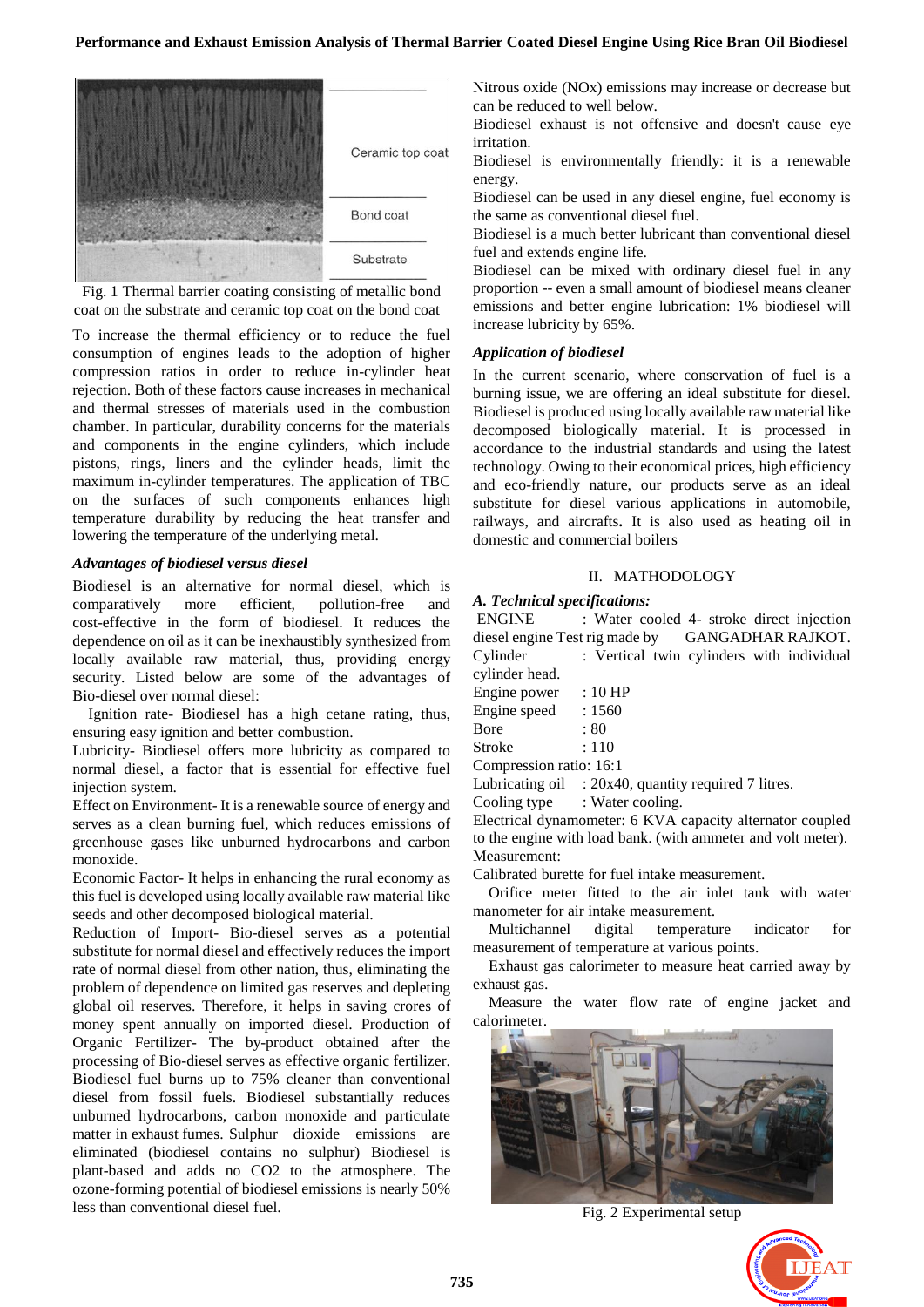Fig. 1 Thermal barrier coating consisting of metallic bond coat on the substrate and ceramic top coat on the bond coat

To increase the thermal efficiency or to reduce the fuel consumption of engines leads to the adoption of higher compression ratios in order to reduce in-cylinder heat rejection. Both of these factors cause increases in mechanical and thermal stresses of materials used in the combustion chamber. In particular, durability concerns for the materials and components in the engine cylinders, which include pistons, rings, liners and the cylinder heads, limit the maximum in-cylinder temperatures. The application of TBC on the surfaces of such components enhances high temperature durability by reducing the heat transfer and lowering the temperature of the underlying metal.

*Advantages of biodiesel versus diesel*

Biodiesel is an alternative for normal diesel, which is comparatively more efficient, pollution-free and cost-effective in the form of biodiesel. It reduces the dependence on oil as it can be inexhaustibly synthesized from locally available raw material, thus, providing energy security. Listed below are some of the advantages of Bio-diesel over normal diesel:

Ignition rate- Biodiesel has a high cetane rating, thus, ensuring easy ignition and better combustion.

Lubricity- Biodiesel offers more lubricity as compared to normal diesel, a factor that is essential for effective fuel injection system.

Effect on Environment- It is a renewable source of energy and serves as a clean burning fuel, which reduces emissions of greenhouse gases like unburned hydrocarbons and carbon monoxide.

Economic Factor- It helps in enhancing the rural economy as this fuel is developed using locally available raw material like seeds and other decomposed biological material.

Reduction of Import- Bio-diesel serves as a potential substitute for normal diesel and effectively reduces the import rate of normal diesel from other nation, thus, eliminating the problem of dependence on limited gas reserves and depleting global oil reserves. Therefore, it helps in saving crores of money spent annually on imported diesel. Production of Organic Fertilizer- The by-product obtained after the processing of Bio-diesel serves as effective organic fertilizer. Biodiesel fuel burns up to 75% cleaner than conventional diesel from fossil fuels. Biodiesel substantially reduces unburned hydrocarbons, carbon monoxide and particulate matter in exhaust fumes. Sulphur dioxide emissions are eliminated (biodiesel contains no sulphur) Biodiesel is plant-based and adds no $CO_2$ to the atmosphere. The ozone-forming potential of biodiesel emissions is nearly 50% less than conventional diesel fuel.

Nitrous oxide (NOx) emissions may increase or decrease but can be reduced to well below.

Biodiesel exhaust is not offensive and doesn't cause eye irritation.

Biodiesel is environmentally friendly: it is a renewable energy.

Biodiesel can be used in any diesel engine, fuel economy is the same as conventional diesel fuel.

Biodiesel is a much better lubricant than conventional diesel fuel and extends engine life.

Biodiesel can be mixed with ordinary diesel fuel in any proportion -- even a small amount of biodiesel means cleaner emissions and better engine lubrication: 1% biodiesel will increase lubricity by 65%.

*Application of biodiesel*

In the current scenario, where conservation of fuel is a burning issue, we are offering an ideal substitute for diesel. Biodiesel is produced using locally available raw material like decomposed biologically material. It is processed in accordance to the industrial standards and using the latest technology. Owing to their economical prices, high efficiency and eco-friendly nature, our products serve as an ideal substitute for diesel various applications in automobile, railways, and aircrafts**.** It is also used as heating oil in domestic and commercial boilers

## II. MATHODOLOGY

### *A. Technical specifications:*

ENGINE : Water cooled 4- stroke direct injection diesel engine Test rig made by GANGADHAR RAJKOT.
Cylinder : Vertical twin cylinders with individual cylinder head.
Engine power : 10 HP
Engine speed : 1560
Bore : 80
Stroke : 110
Compression ratio: 16:1
Lubricating oil : 20x40, quantity required 7 litres.
Cooling type : Water cooling.
Electrical dynamometer: 6 KVA capacity alternator coupled to the engine with load bank. (with ammeter and volt meter).
Measurement:
Calibrated burette for fuel intake measurement.
Orifice meter fitted to the air inlet tank with water manometer for air intake measurement.
Multichannel digital temperature indicator for measurement of temperature at various points.
Exhaust gas calorimeter to measure heat carried away by exhaust gas.
Measure the water flow rate of engine jacket and calorimeter.

Fig. 2 Experimental setup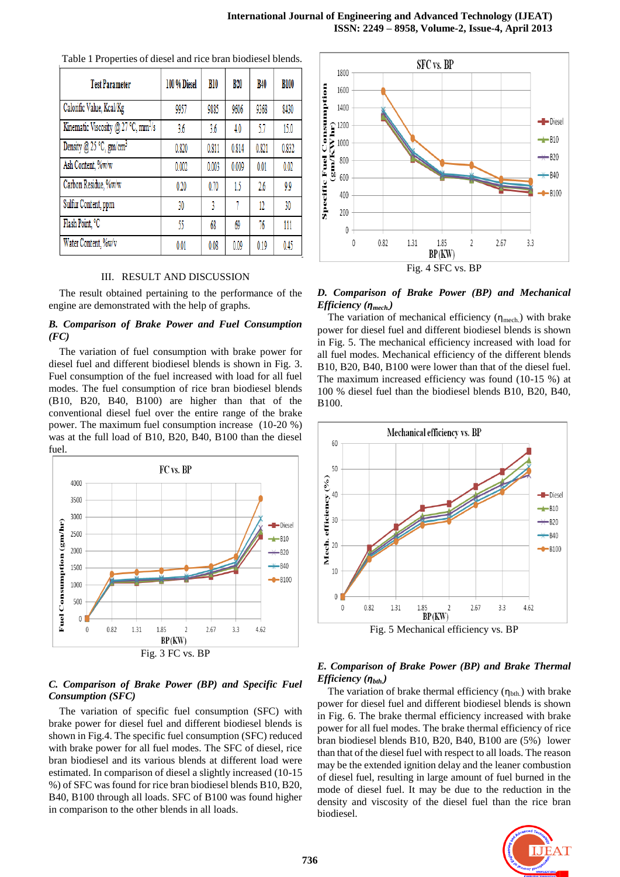Table 1 Properties of diesel and rice bran biodiesel blends.

| Test Parameter | 100 % Diesel | B10 | B20 | B40 | B100 |
|---|---|---|---|---|---|
| Calorific Value, Kcal/Kg | 9957 | 9885 | 9606 | 9368 | 8430 |
| Kinematic Viscosity @ 27 °C, $mm^2/s$ | 3.6 | 3.6 | 4.0 | 5.7 | 15.0 |
| Density @ 25 °C, $gm/cm^3$ | 0.820 | 0.811 | 0.814 | 0.821 | 0.832 |
| Ash Content, %w/w | 0.002 | 0.003 | 0.009 | 0.01 | 0.02 |
| Carbon Residue, %w/w | 0.20 | 0.70 | 1.5 | 2.6 | 9.9 |
| Sulfur Content, ppm | 30 | 3 | 7 | 12 | 30 |
| Flash Point, °C | 55 | 68 | 69 | 76 | 111 |
| Water Content, %v/v | 0.01 | 0.08 | 0.09 | 0.19 | 0.45 |

## III. RESULT AND DISCUSSION

The result obtained pertaining to the performance of the engine are demonstrated with the help of graphs.

### *B. Comparison of Brake Power and Fuel Consumption (FC)*

The variation of fuel consumption with brake power for diesel fuel and different biodiesel blends is shown in Fig. 3. Fuel consumption of the fuel increased with load for all fuel modes. The fuel consumption of rice bran biodiesel blends (B10, B20, B40, B100) are higher than that of the conventional diesel fuel over the entire range of the brake power. The maximum fuel consumption increase (10-20 %) was at the full load of B10, B20, B40, B100 than the diesel fuel.

Fig. 3 FC vs. BP

### *C. Comparison of Brake Power (BP) and Specific Fuel Consumption (SFC)*

The variation of specific fuel consumption (SFC) with brake power for diesel fuel and different biodiesel blends is shown in Fig.4. The specific fuel consumption (SFC) reduced with brake power for all fuel modes. The SFC of diesel, rice bran biodiesel and its various blends at different load were estimated. In comparison of diesel a slightly increased (10-15 %) of SFC was found for rice bran biodiesel blends B10, B20, B40, B100 through all loads. SFC of B100 was found higher in comparison to the other blends in all loads.

Fig. 4 SFC vs. BP

### *D. Comparison of Brake Power (BP) and Mechanical Efficiency ($\eta_{mech.}$)*

The variation of mechanical efficiency ($\eta_{mech.}$) with brake power for diesel fuel and different biodiesel blends is shown in Fig. 5. The mechanical efficiency increased with load for all fuel modes. Mechanical efficiency of the different blends B10, B20, B40, B100 were lower than that of the diesel fuel. The maximum increased efficiency was found (10-15 %) at 100 % diesel fuel than the biodiesel blends B10, B20, B40, B100.

Fig. 5 Mechanical efficiency vs. BP

### *E. Comparison of Brake Power (BP) and Brake Thermal Efficiency ($\eta_{bth.}$)*

The variation of brake thermal efficiency ($\eta_{bth.}$) with brake power for diesel fuel and different biodiesel blends is shown in Fig. 6. The brake thermal efficiency increased with brake power for all fuel modes. The brake thermal efficiency of rice bran biodiesel blends B10, B20, B40, B100 are (5%) lower than that of the diesel fuel with respect to all loads. The reason may be the extended ignition delay and the leaner combustion of diesel fuel, resulting in large amount of fuel burned in the mode of diesel fuel. It may be due to the reduction in the density and viscosity of the diesel fuel than the rice bran biodiesel.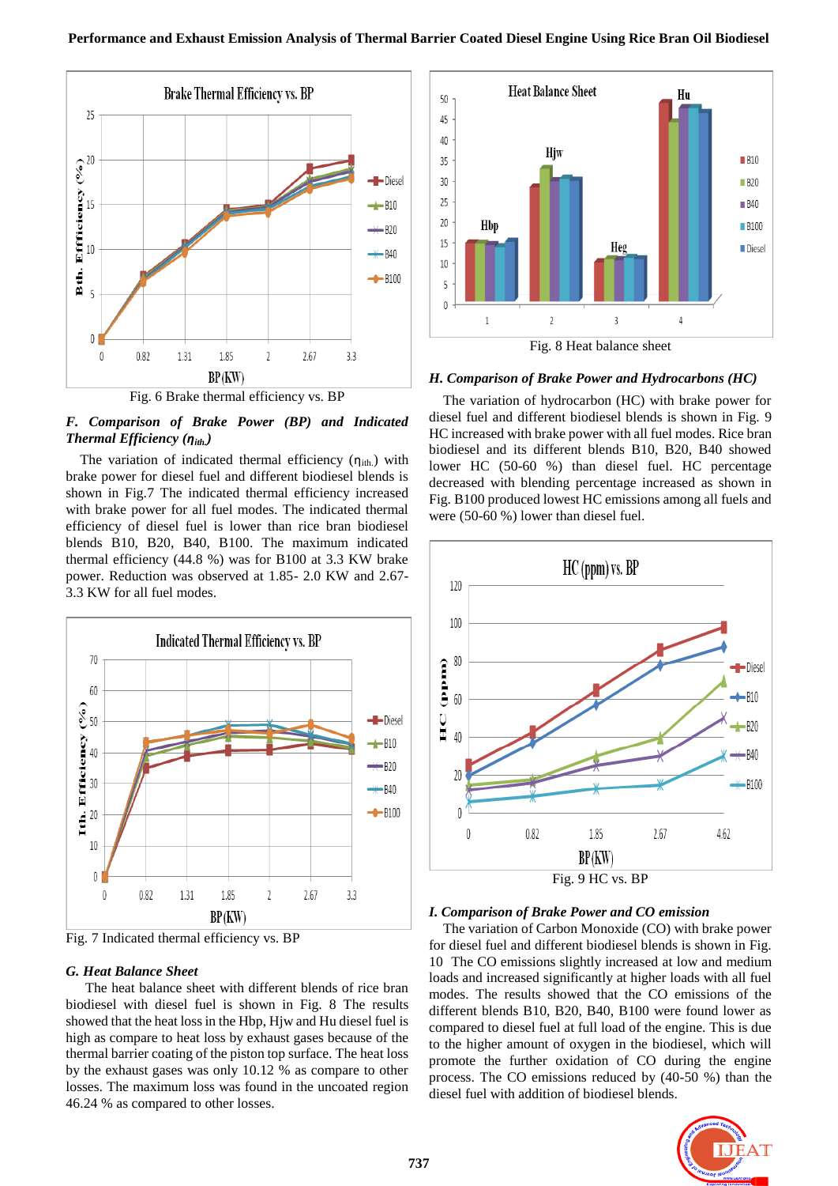Fig. 6 Brake thermal efficiency vs. BP

### *F. Comparison of Brake Power (BP) and Indicated Thermal Efficiency ($\eta_{ith.}$)*

The variation of indicated thermal efficiency ($\eta_{ith.}$) with brake power for diesel fuel and different biodiesel blends is shown in Fig.7 The indicated thermal efficiency increased with brake power for all fuel modes. The indicated thermal efficiency of diesel fuel is lower than rice bran biodiesel blends B10, B20, B40, B100. The maximum indicated thermal efficiency (44.8 %) was for B100 at 3.3 KW brake power. Reduction was observed at 1.85- 2.0 KW and 2.67-3.3 KW for all fuel modes.

Fig. 7 Indicated thermal efficiency vs. BP

### *G. Heat Balance Sheet*

The heat balance sheet with different blends of rice bran biodiesel with diesel fuel is shown in Fig. 8 The results showed that the heat loss in the Hbp, Hjw and Hu diesel fuel is high as compare to heat loss by exhaust gases because of the thermal barrier coating of the piston top surface. The heat loss by the exhaust gases was only 10.12 % as compare to other losses. The maximum loss was found in the uncoated region 46.24 % as compared to other losses.

Fig. 8 Heat balance sheet

### *H. Comparison of Brake Power and Hydrocarbons (HC)*

The variation of hydrocarbon (HC) with brake power for diesel fuel and different biodiesel blends is shown in Fig. 9 HC increased with brake power with all fuel modes. Rice bran biodiesel and its different blends B10, B20, B40 showed lower HC (50-60 %) than diesel fuel. HC percentage decreased with blending percentage increased as shown in Fig. B100 produced lowest HC emissions among all fuels and were (50-60 %) lower than diesel fuel.

Fig. 9 HC vs. BP

### *I. Comparison of Brake Power and CO emission*

The variation of Carbon Monoxide (CO) with brake power for diesel fuel and different biodiesel blends is shown in Fig. 10 The CO emissions slightly increased at low and medium loads and increased significantly at higher loads with all fuel modes. The results showed that the CO emissions of the different blends B10, B20, B40, B100 were found lower as compared to diesel fuel at full load of the engine. This is due to the higher amount of oxygen in the biodiesel, which will promote the further oxidation of CO during the engine process. The CO emissions reduced by (40-50 %) than the diesel fuel with addition of biodiesel blends.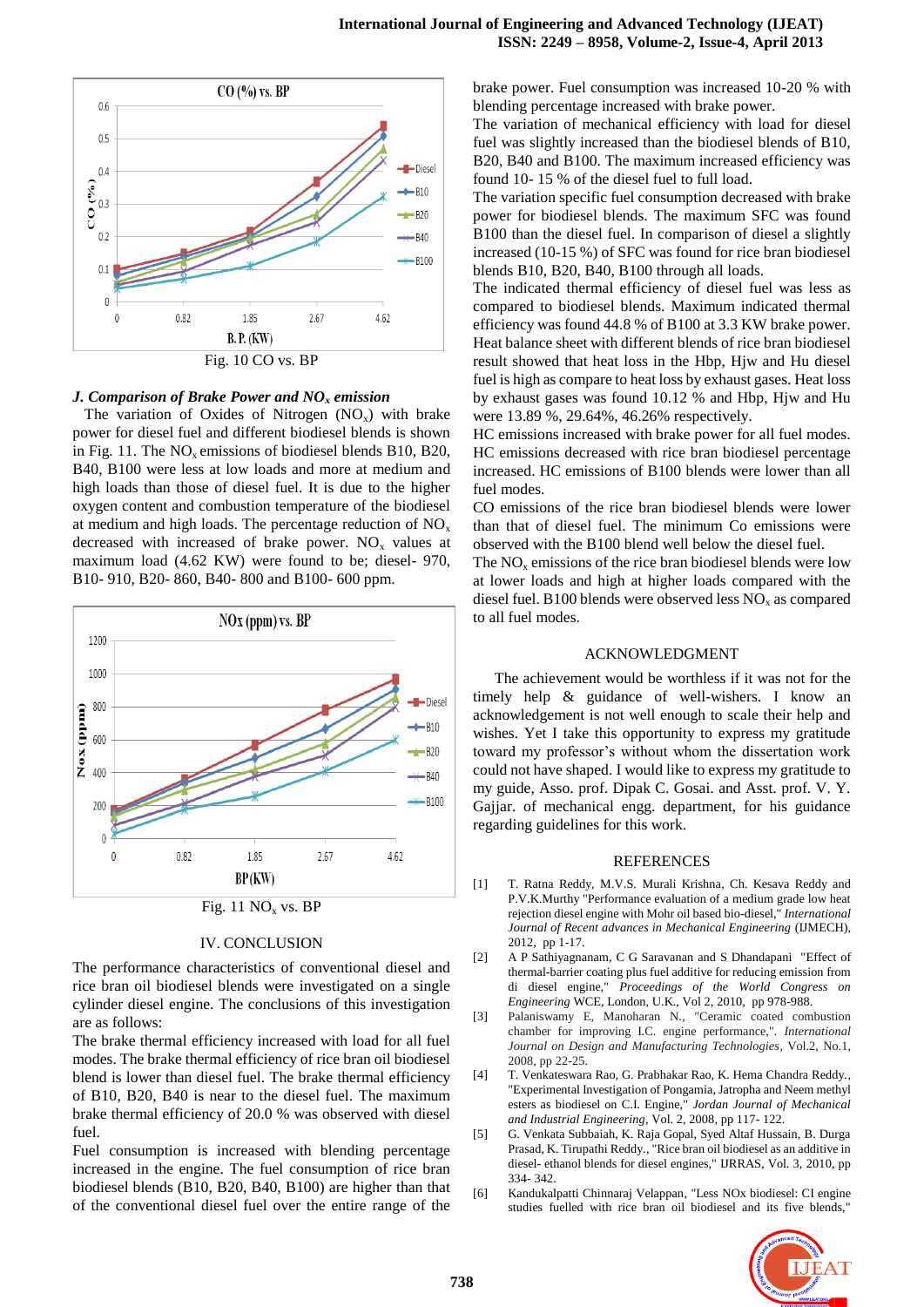Fig. 10 CO vs. BP

### *J. Comparison of Brake Power and $NO_x$ emission*

The variation of Oxides of Nitrogen ($NO_x$) with brake power for diesel fuel and different biodiesel blends is shown in Fig. 11. The $NO_x$ emissions of biodiesel blends B10, B20, B40, B100 were less at low loads and more at medium and high loads than those of diesel fuel. It is due to the higher oxygen content and combustion temperature of the biodiesel at medium and high loads. The percentage reduction of $NO_x$ decreased with increased of brake power. $NO_x$ values at maximum load (4.62 KW) were found to be; diesel- 970, B10- 910, B20- 860, B40- 800 and B100- 600 ppm.

Fig. 11 $NO_x$ vs. BP

## IV. CONCLUSION

The performance characteristics of conventional diesel and rice bran oil biodiesel blends were investigated on a single cylinder diesel engine. The conclusions of this investigation are as follows:

The brake thermal efficiency increased with load for all fuel modes. The brake thermal efficiency of rice bran oil biodiesel blend is lower than diesel fuel. The brake thermal efficiency of B10, B20, B40 is near to the diesel fuel. The maximum brake thermal efficiency of 20.0 % was observed with diesel fuel.

Fuel consumption is increased with blending percentage increased in the engine. The fuel consumption of rice bran biodiesel blends (B10, B20, B40, B100) are higher than that of the conventional diesel fuel over the entire range of the brake power. Fuel consumption was increased 10-20 % with blending percentage increased with brake power.

The variation of mechanical efficiency with load for diesel fuel was slightly increased than the biodiesel blends of B10, B20, B40 and B100. The maximum increased efficiency was found 10- 15 % of the diesel fuel to full load.

The variation specific fuel consumption decreased with brake power for biodiesel blends. The maximum SFC was found B100 than the diesel fuel. In comparison of diesel a slightly increased (10-15 %) of SFC was found for rice bran biodiesel blends B10, B20, B40, B100 through all loads.

The indicated thermal efficiency of diesel fuel was less as compared to biodiesel blends. Maximum indicated thermal efficiency was found 44.8 % of B100 at 3.3 KW brake power.

Heat balance sheet with different blends of rice bran biodiesel result showed that heat loss in the Hbp, Hjw and Hu diesel fuel is high as compare to heat loss by exhaust gases. Heat loss by exhaust gases was found 10.12 % and Hbp, Hjw and Hu were 13.89 %, 29.64%, 46.26% respectively.

HC emissions increased with brake power for all fuel modes. HC emissions decreased with rice bran biodiesel percentage increased. HC emissions of B100 blends were lower than all fuel modes.

CO emissions of the rice bran biodiesel blends were lower than that of diesel fuel. The minimum Co emissions were observed with the B100 blend well below the diesel fuel.

The $NO_x$ emissions of the rice bran biodiesel blends were low at lower loads and high at higher loads compared with the diesel fuel. B100 blends were observed less $NO_x$ as compared to all fuel modes.

## ACKNOWLEDGMENT

The achievement would be worthless if it was not for the timely help & guidance of well-wishers. I know an acknowledgement is not well enough to scale their help and wishes. Yet I take this opportunity to express my gratitude toward my professor's without whom the dissertation work could not have shaped. I would like to express my gratitude to my guide, Asso. prof. Dipak C. Gosai. and Asst. prof. V. Y. Gajjar. of mechanical engg. department, for his guidance regarding guidelines for this work.

## REFERENCES

[1] T. Ratna Reddy, M.V.S. Murali Krishna, Ch. Kesava Reddy and P.V.K.Murthy "Performance evaluation of a medium grade low heat rejection diesel engine with Mohr oil based bio-diesel," *International Journal of Recent advances in Mechanical Engineering* (IJMECH), 2012, pp 1-17.

[2] A P Sathiyagnanam, C G Saravanan and S Dhandapani "Effect of thermal-barrier coating plus fuel additive for reducing emission from di diesel engine," *Proceedings of the World Congress on Engineering* WCE, London, U.K., Vol 2, 2010, pp 978-988.

[3] Palaniswamy E, Manoharan N., "Ceramic coated combustion chamber for improving I.C. engine performance,". *International Journal on Design and Manufacturing Technologies*, Vol.2, No.1, 2008, pp 22-25.

[4] T. Venkateswara Rao, G. Prabhakar Rao, K. Hema Chandra Reddy., "Experimental Investigation of Pongamia, Jatropha and Neem methyl esters as biodiesel on C.I. Engine," *Jordan Journal of Mechanical and Industrial Engineering*, Vol. 2, 2008, pp 117- 122.

[5] G. Venkata Subbaiah, K. Raja Gopal, Syed Altaf Hussain, B. Durga Prasad, K. Tirupathi Reddy., "Rice bran oil biodiesel as an additive in diesel- ethanol blends for diesel engines," IJRRAS, Vol. 3, 2010, pp 334- 342.

[6] Kandukalpatti Chinnaraj Velappan, "Less NOx biodiesel: CI engine studies fuelled with rice bran oil biodiesel and its five blends,"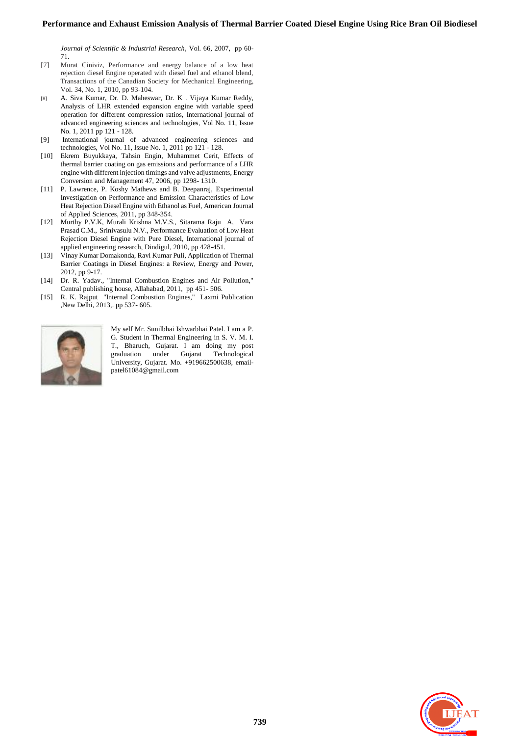*Journal of Scientific & Industrial Research*, Vol. 66, 2007, pp 60-71.

[7] Murat Ciniviz, Performance and energy balance of a low heat rejection diesel Engine operated with diesel fuel and ethanol blend, Transactions of the Canadian Society for Mechanical Engineering, Vol. 34, No. 1, 2010, pp 93-104.

[8] A. Siva Kumar, Dr. D. Maheswar, Dr. K . Vijaya Kumar Reddy, Analysis of LHR extended expansion engine with variable speed operation for different compression ratios, International journal of advanced engineering sciences and technologies, Vol No. 11, Issue No. 1, 2011 pp 121 - 128.

[9] International journal of advanced engineering sciences and technologies, Vol No. 11, Issue No. 1, 2011 pp 121 - 128.

[10] Ekrem Buyukkaya, Tahsin Engin, Muhammet Cerit, Effects of thermal barrier coating on gas emissions and performance of a LHR engine with different injection timings and valve adjustments, Energy Conversion and Management 47, 2006, pp 1298- 1310.

[11] P. Lawrence, P. Koshy Mathews and B. Deepanraj, Experimental Investigation on Performance and Emission Characteristics of Low Heat Rejection Diesel Engine with Ethanol as Fuel, American Journal of Applied Sciences, 2011, pp 348-354.

[12] Murthy P.V.K, Murali Krishna M.V.S., Sitarama Raju A, Vara Prasad C.M., Srinivasulu N.V., Performance Evaluation of Low Heat Rejection Diesel Engine with Pure Diesel, International journal of applied engineering research, Dindigul, 2010, pp 428-451.

[13] Vinay Kumar Domakonda, Ravi Kumar Puli, Application of Thermal Barrier Coatings in Diesel Engines: a Review, Energy and Power, 2012, pp 9-17.

[14] Dr. R. Yadav., "Internal Combustion Engines and Air Pollution," Central publishing house, Allahabad, 2011, pp 451- 506.

[15] R. K. Rajput "Internal Combustion Engines," Laxmi Publication ,New Delhi, 2013,. pp 537- 605.

My self Mr. Sunilbhai Ishwarbhai Patel. I am a P. G. Student in Thermal Engineering in S. V. M. I. T., Bharuch, Gujarat. I am doing my post graduation under Gujarat Technological University, Gujarat. Mo. +919662500638, email-patel61084@gmail.com